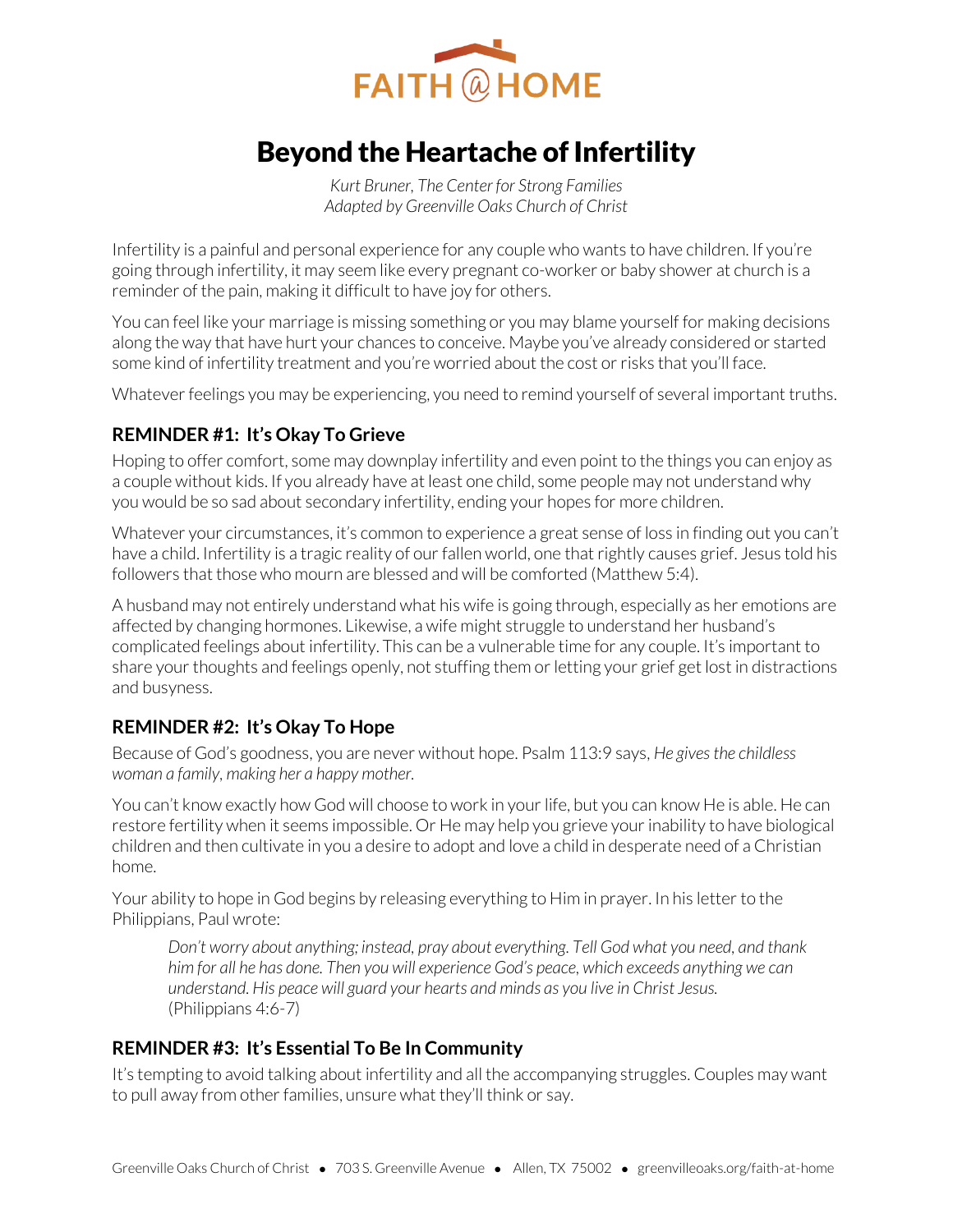FAITH @ HOME

# Beyond the Heartache of Infertility

*Kurt Bruner, The Center for Strong Families*
*Adapted by Greenville Oaks Church of Christ*

Infertility is a painful and personal experience for any couple who wants to have children. If you're going through infertility, it may seem like every pregnant co-worker or baby shower at church is a reminder of the pain, making it difficult to have joy for others.

You can feel like your marriage is missing something or you may blame yourself for making decisions along the way that have hurt your chances to conceive. Maybe you've already considered or started some kind of infertility treatment and you're worried about the cost or risks that you'll face.

Whatever feelings you may be experiencing, you need to remind yourself of several important truths.

### REMINDER #1: It's Okay To Grieve

Hoping to offer comfort, some may downplay infertility and even point to the things you can enjoy as a couple without kids. If you already have at least one child, some people may not understand why you would be so sad about secondary infertility, ending your hopes for more children.

Whatever your circumstances, it's common to experience a great sense of loss in finding out you can't have a child. Infertility is a tragic reality of our fallen world, one that rightly causes grief. Jesus told his followers that those who mourn are blessed and will be comforted (Matthew 5:4).

A husband may not entirely understand what his wife is going through, especially as her emotions are affected by changing hormones. Likewise, a wife might struggle to understand her husband's complicated feelings about infertility. This can be a vulnerable time for any couple. It's important to share your thoughts and feelings openly, not stuffing them or letting your grief get lost in distractions and busyness.

### REMINDER #2: It's Okay To Hope

Because of God's goodness, you are never without hope. Psalm 113:9 says, *He gives the childless woman a family, making her a happy mother.*

You can't know exactly how God will choose to work in your life, but you can know He is able. He can restore fertility when it seems impossible. Or He may help you grieve your inability to have biological children and then cultivate in you a desire to adopt and love a child in desperate need of a Christian home.

Your ability to hope in God begins by releasing everything to Him in prayer. In his letter to the Philippians, Paul wrote:

> *Don't worry about anything; instead, pray about everything. Tell God what you need, and thank him for all he has done. Then you will experience God's peace, which exceeds anything we can understand. His peace will guard your hearts and minds as you live in Christ Jesus.*
> (Philippians 4:6-7)

### REMINDER #3: It's Essential To Be In Community

It's tempting to avoid talking about infertility and all the accompanying struggles. Couples may want to pull away from other families, unsure what they'll think or say.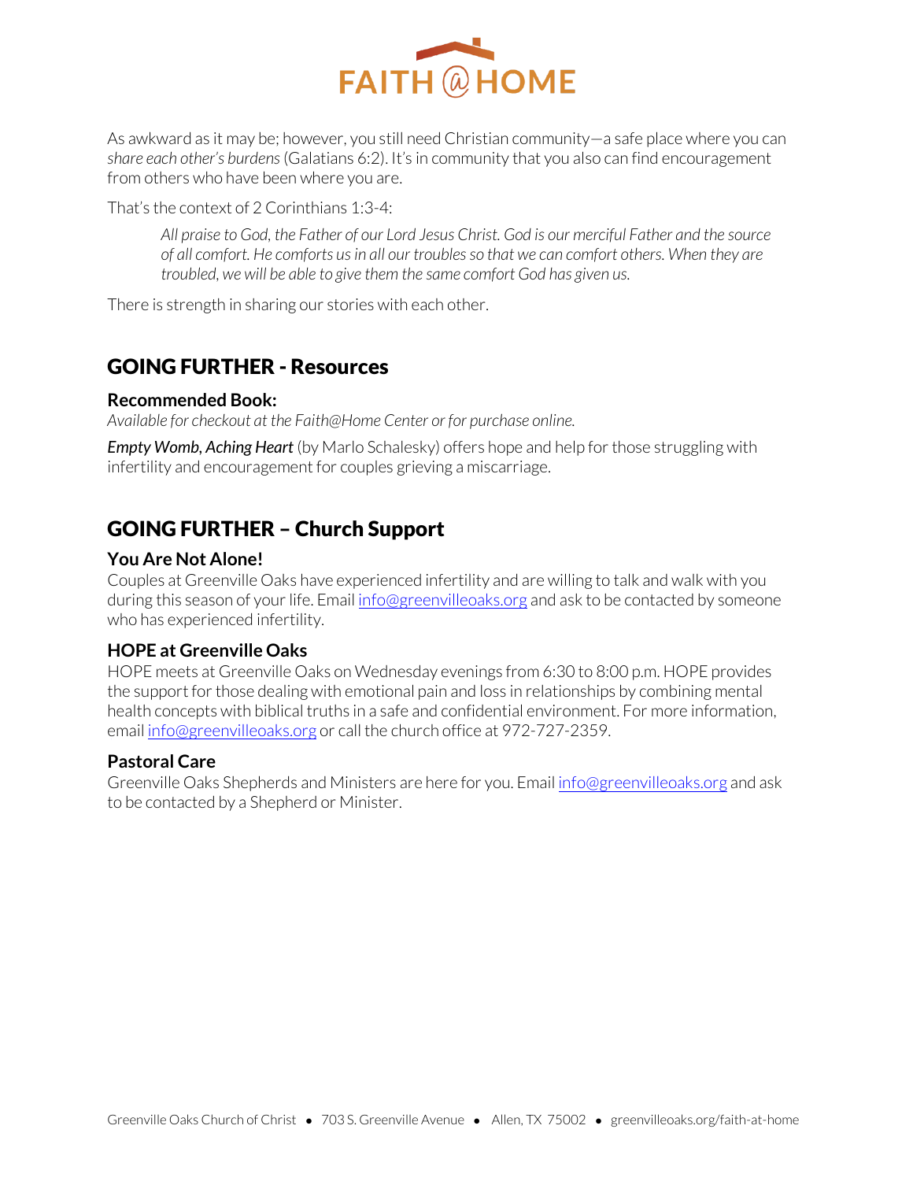As awkward as it may be; however, you still need Christian community—a safe place where you can *share each other's burdens* (Galatians 6:2). It's in community that you also can find encouragement from others who have been where you are.

That's the context of 2 Corinthians 1:3-4:

> *All praise to God, the Father of our Lord Jesus Christ. God is our merciful Father and the source of all comfort. He comforts us in all our troubles so that we can comfort others. When they are troubled, we will be able to give them the same comfort God has given us.*

There is strength in sharing our stories with each other.

## GOING FURTHER - Resources

### Recommended Book:

*Available for checkout at the Faith@Home Center or for purchase online.*

***Empty Womb, Aching Heart*** (by Marlo Schalesky) offers hope and help for those struggling with infertility and encouragement for couples grieving a miscarriage.

## GOING FURTHER – Church Support

### You Are Not Alone!

Couples at Greenville Oaks have experienced infertility and are willing to talk and walk with you during this season of your life. Email info@greenvilleoaks.org and ask to be contacted by someone who has experienced infertility.

### HOPE at Greenville Oaks

HOPE meets at Greenville Oaks on Wednesday evenings from 6:30 to 8:00 p.m. HOPE provides the support for those dealing with emotional pain and loss in relationships by combining mental health concepts with biblical truths in a safe and confidential environment. For more information, email info@greenvilleoaks.org or call the church office at 972-727-2359.

### Pastoral Care

Greenville Oaks Shepherds and Ministers are here for you. Email info@greenvilleoaks.org and ask to be contacted by a Shepherd or Minister.